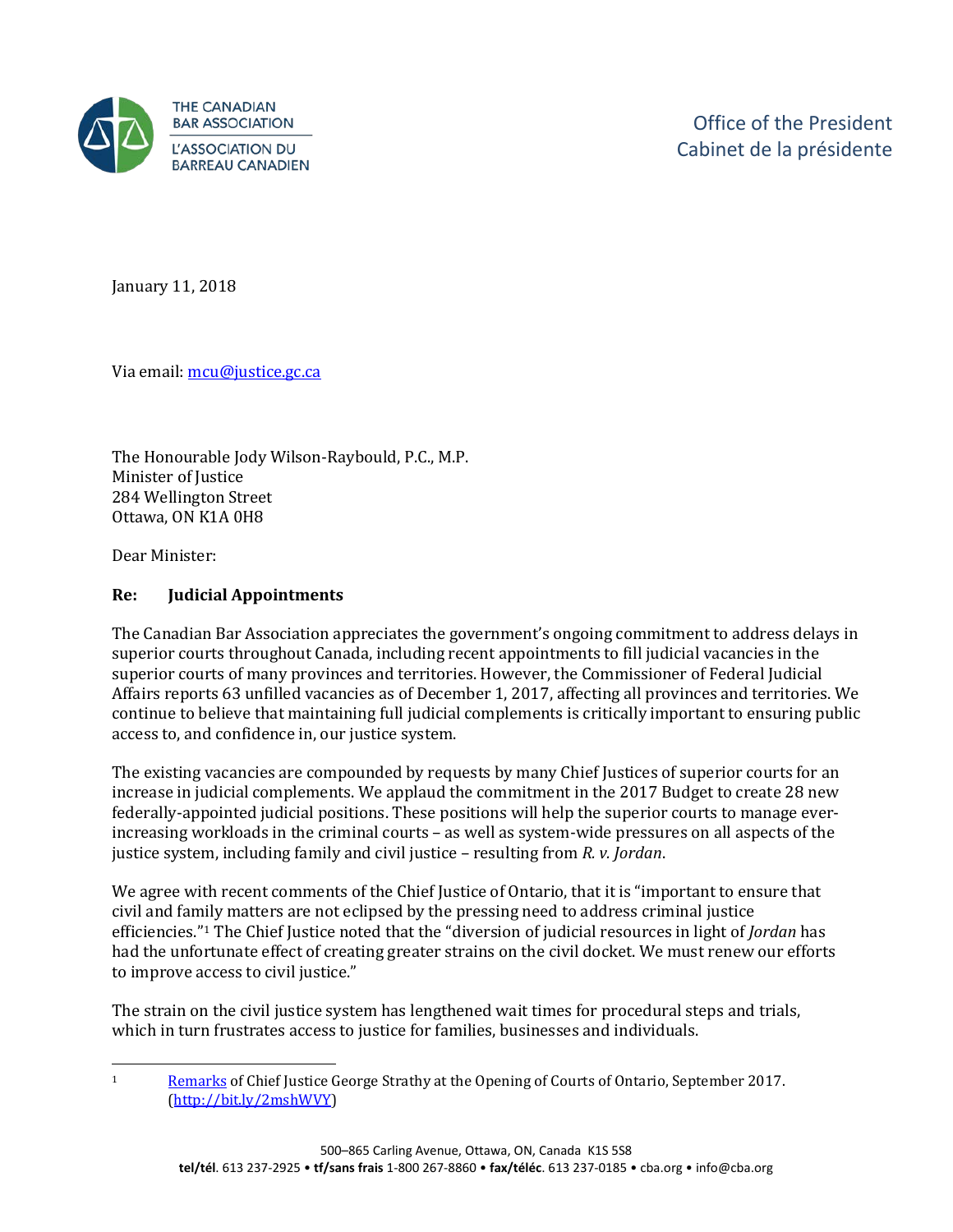THE CANADIAN BAR ASSOCIATION
L'ASSOCIATION DU BARREAU CANADIEN

Office of the President
Cabinet de la présidente

January 11, 2018

Via email: [mcu@justice.gc.ca](mailto:mcu@justice.gc.ca)

The Honourable Jody Wilson-Raybould, P.C., M.P.
Minister of Justice
284 Wellington Street
Ottawa, ON K1A 0H8

Dear Minister:

**Re: Judicial Appointments**

The Canadian Bar Association appreciates the government's ongoing commitment to address delays in superior courts throughout Canada, including recent appointments to fill judicial vacancies in the superior courts of many provinces and territories. However, the Commissioner of Federal Judicial Affairs reports 63 unfilled vacancies as of December 1, 2017, affecting all provinces and territories. We continue to believe that maintaining full judicial complements is critically important to ensuring public access to, and confidence in, our justice system.

The existing vacancies are compounded by requests by many Chief Justices of superior courts for an increase in judicial complements. We applaud the commitment in the 2017 Budget to create 28 new federally-appointed judicial positions. These positions will help the superior courts to manage ever-increasing workloads in the criminal courts – as well as system-wide pressures on all aspects of the justice system, including family and civil justice – resulting from *R. v. Jordan*.

We agree with recent comments of the Chief Justice of Ontario, that it is "important to ensure that civil and family matters are not eclipsed by the pressing need to address criminal justice efficiencies."[1] The Chief Justice noted that the "diversion of judicial resources in light of *Jordan* has had the unfortunate effect of creating greater strains on the civil docket. We must renew our efforts to improve access to civil justice."

The strain on the civil justice system has lengthened wait times for procedural steps and trials, which in turn frustrates access to justice for families, businesses and individuals.

---

[1] [Remarks](http://bit.ly/2mshWVY) of Chief Justice George Strathy at the Opening of Courts of Ontario, September 2017. (http://bit.ly/2mshWVY)

500–865 Carling Avenue, Ottawa, ON, Canada K1S 5S8
**tel/tél**. 613 237-2925 • **tf/sans frais** 1-800 267-8860 • **fax/téléc**. 613 237-0185 • cba.org • info@cba.org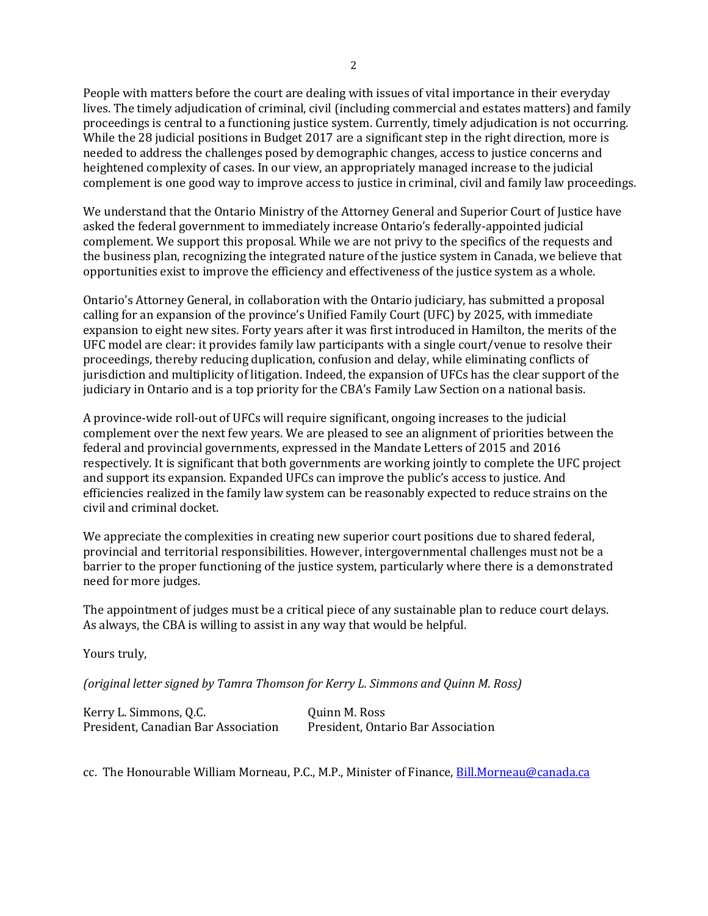People with matters before the court are dealing with issues of vital importance in their everyday lives. The timely adjudication of criminal, civil (including commercial and estates matters) and family proceedings is central to a functioning justice system. Currently, timely adjudication is not occurring. While the 28 judicial positions in Budget 2017 are a significant step in the right direction, more is needed to address the challenges posed by demographic changes, access to justice concerns and heightened complexity of cases. In our view, an appropriately managed increase to the judicial complement is one good way to improve access to justice in criminal, civil and family law proceedings.

We understand that the Ontario Ministry of the Attorney General and Superior Court of Justice have asked the federal government to immediately increase Ontario's federally-appointed judicial complement. We support this proposal. While we are not privy to the specifics of the requests and the business plan, recognizing the integrated nature of the justice system in Canada, we believe that opportunities exist to improve the efficiency and effectiveness of the justice system as a whole.

Ontario's Attorney General, in collaboration with the Ontario judiciary, has submitted a proposal calling for an expansion of the province's Unified Family Court (UFC) by 2025, with immediate expansion to eight new sites. Forty years after it was first introduced in Hamilton, the merits of the UFC model are clear: it provides family law participants with a single court/venue to resolve their proceedings, thereby reducing duplication, confusion and delay, while eliminating conflicts of jurisdiction and multiplicity of litigation. Indeed, the expansion of UFCs has the clear support of the judiciary in Ontario and is a top priority for the CBA's Family Law Section on a national basis.

A province-wide roll-out of UFCs will require significant, ongoing increases to the judicial complement over the next few years. We are pleased to see an alignment of priorities between the federal and provincial governments, expressed in the Mandate Letters of 2015 and 2016 respectively. It is significant that both governments are working jointly to complete the UFC project and support its expansion. Expanded UFCs can improve the public's access to justice. And efficiencies realized in the family law system can be reasonably expected to reduce strains on the civil and criminal docket.

We appreciate the complexities in creating new superior court positions due to shared federal, provincial and territorial responsibilities. However, intergovernmental challenges must not be a barrier to the proper functioning of the justice system, particularly where there is a demonstrated need for more judges.

The appointment of judges must be a critical piece of any sustainable plan to reduce court delays. As always, the CBA is willing to assist in any way that would be helpful.

Yours truly,

*(original letter signed by Tamra Thomson for Kerry L. Simmons and Quinn M. Ross)*

Kerry L. Simmons, Q.C.
President, Canadian Bar Association

Quinn M. Ross
President, Ontario Bar Association

cc. The Honourable William Morneau, P.C., M.P., Minister of Finance, Bill.Morneau@canada.ca